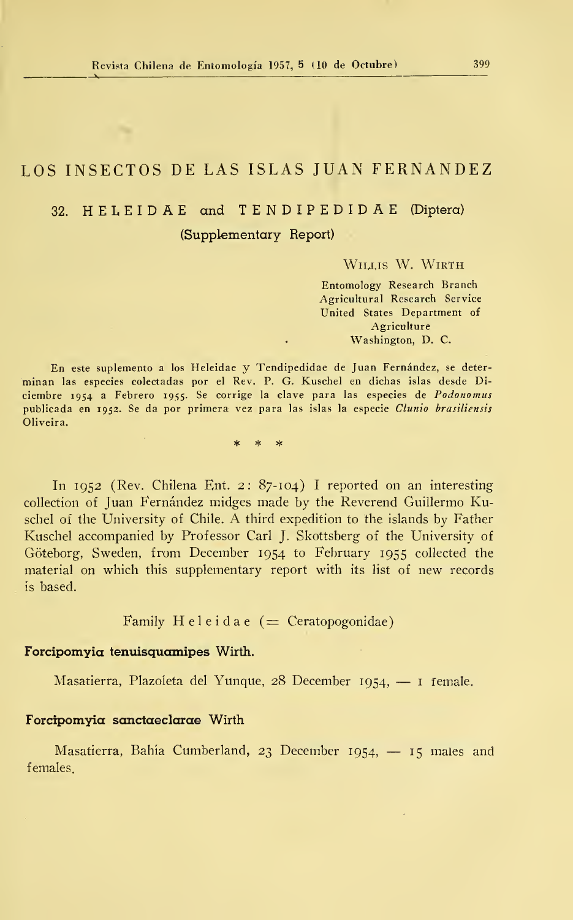# LOS INSECTOS DE LAS ISLAS JUAN FERNANDEZ

## 32. HELEIDAE and TENDIPEDIDAE (Diptera)

### (Supplementary Report)

WILLIS W. WIRTH

Entomology Research Branch
Agricultural Research Service
United States Department of Agriculture
Washington, D. C.

En este suplemento a los Heleidae y Tendipedidae de Juan Fernández, se determinan las especies colectadas por el Rev. P. G. Kuschel en dichas islas desde Diciembre 1954 a Febrero 1955. Se corrige la clave para las especies de *Podonomus* publicada en 1952. Se da por primera vez para las islas la especie *Clunio brasiliensis* Oliveira.

\* \* \*

In 1952 (Rev. Chilena Ent. 2: 87-104) I reported on an interesting collection of Juan Fernández midges made by the Reverend Guillermo Kuschel of the University of Chile. A third expedition to the islands by Father Kuschel accompanied by Professor Carl J. Skottsberg of the University of Göteborg, Sweden, from December 1954 to February 1955 collected the material on which this supplementary report with its list of new records is based.

Family Heleidae (= Ceratopogonidae)

**Forcipomyia tenuisquamipes Wirth.**

Masatierra, Plazoleta del Yunque, 28 December 1954, — 1 female.

**Forcipomyia sanctaeclarae Wirth**

Masatierra, Bahía Cumberland, 23 December 1954, — 15 males and females.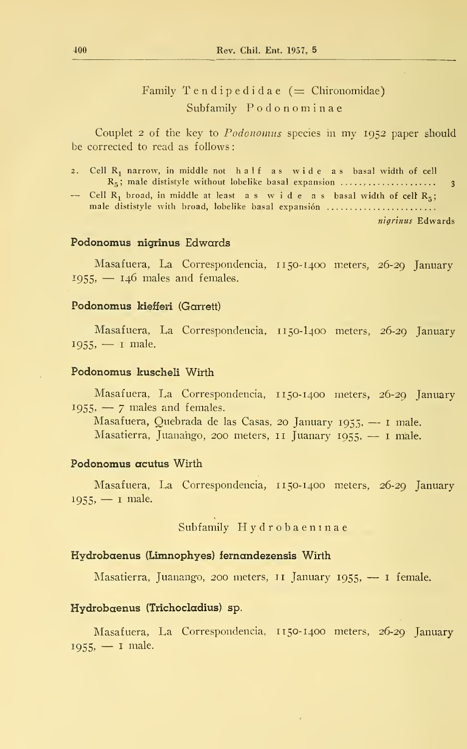Family Tendipedidae (= Chironomidae)

Subfamily Podonominae

Couplet 2 of the key to *Podonomus* species in my 1952 paper should be corrected to read as follows:

2. Cell $R_1$ narrow, in middle not half as wide as basal width of cell $R_5$; male dististyle without lobelike basal expansion .................... 3

— Cell $R_1$ broad, in middle at least as wide as basal width of cell $R_5$; male dististyle with broad, lobelike basal expansión ........................ *nigrinus* Edwards

### Podonomus nigrinus Edwards

Masafuera, La Correspondencia, 1150-1400 meters, 26-29 January 1955, — 146 males and females.

### Podonomus kiefferi (Garrett)

Masafuera, La Correspondencia, 1150-1400 meters, 26-29 January 1955, — 1 male.

### Podonomus kuscheli Wirth

Masafuera, La Correspondencia, 1150-1400 meters, 26-29 January 1955, — 7 males and females.

Masafuera, Quebrada de las Casas, 20 January 1955, — 1 male.

Masatierra, Juanango, 200 meters, 11 Juanary 1955, — 1 male.

### Podonomus acutus Wirth

Masafuera, La Correspondencia, 1150-1400 meters, 26-29 January 1955, — 1 male.

Subfamily Hydrobaeninae

### Hydrobaenus (Limnophyes) fernandezensis Wirth

Masatierra, Juanango, 200 meters, 11 January 1955, — 1 female.

### Hydrobaenus (Trichocladius) sp.

Masafuera, La Correspondencia, 1150-1400 meters, 26-29 January 1955, — 1 male.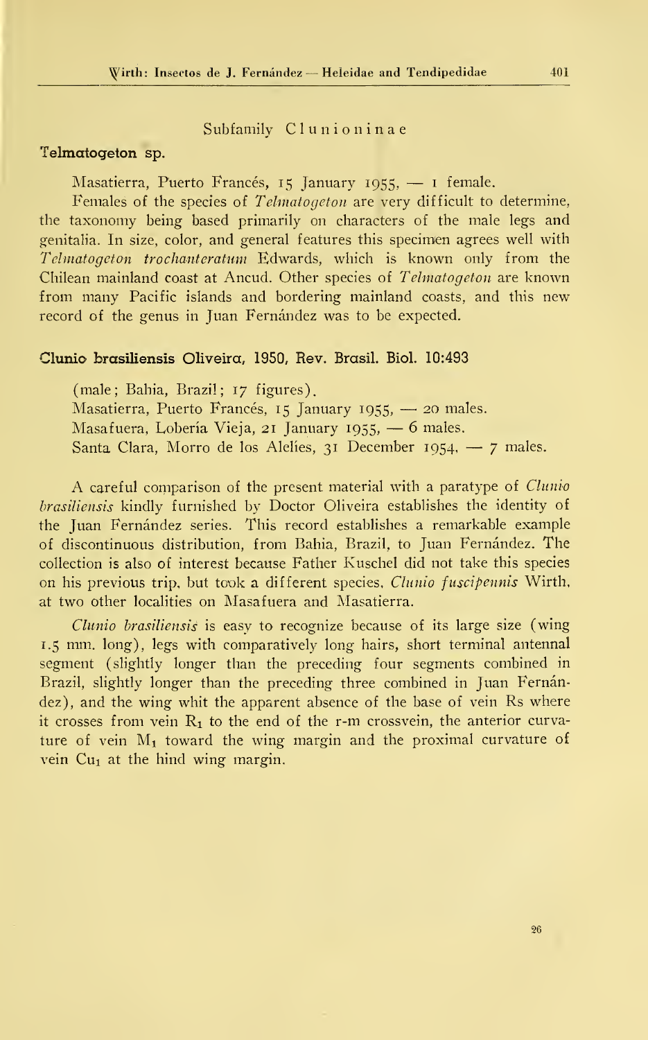## Subfamily Clunioninae

### Telmatogeton sp.

Masatierra, Puerto Francés, 15 January 1955, — 1 female.

Females of the species of *Telmatogeton* are very difficult to determine, the taxonomy being based primarily on characters of the male legs and genitalia. In size, color, and general features this specimen agrees well with *Telmatogeton trochanteratum* Edwards, which is known only from the Chilean mainland coast at Ancud. Other species of *Telmatogeton* are known from many Pacific islands and bordering mainland coasts, and this new record of the genus in Juan Fernández was to be expected.

### Clunio brasiliensis Oliveira, 1950, Rev. Brasil. Biol. 10:493

(male; Bahia, Brazil; 17 figures).
Masatierra, Puerto Francés, 15 January 1955, — 20 males.
Masafuera, Lobería Vieja, 21 January 1955, — 6 males.
Santa Clara, Morro de los Alelíes, 31 December 1954, — 7 males.

A careful comparison of the present material with a paratype of *Clunio brasiliensis* kindly furnished by Doctor Oliveira establishes the identity of the Juan Fernández series. This record establishes a remarkable example of discontinuous distribution, from Bahia, Brazil, to Juan Fernández. The collection is also of interest because Father Kuschel did not take this species on his previous trip, but took a different species, *Clunio fuscipennis* Wirth, at two other localities on Masafuera and Masatierra.

*Clunio brasiliensis* is easy to recognize because of its large size (wing 1.5 mm. long), legs with comparatively long hairs, short terminal antennal segment (slightly longer than the preceding four segments combined in Brazil, slightly longer than the preceding three combined in Juan Fernández), and the wing whit the apparent absence of the base of vein Rs where it crosses from vein $R_1$ to the end of the r-m crossvein, the anterior curvature of vein $M_1$ toward the wing margin and the proximal curvature of vein $Cu_1$ at the hind wing margin.